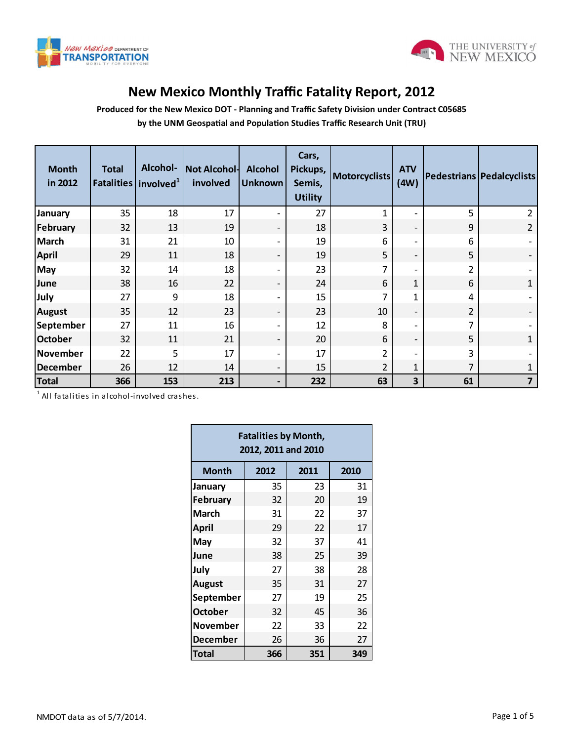# New Mexico Monthly Traffic Fatality Report, 2012

**Produced for the New Mexico DOT - Planning and Traffic Safety Division under Contract C05685**
**by the UNM Geospatial and Population Studies Traffic Research Unit (TRU)**

| Month in 2012 | Total Fatalities | Alcohol-involved[1] | Not Alcohol-involved | Alcohol Unknown | Cars, Pickups, Semis, Utility | Motorcyclists | ATV (4W) | Pedestrians | Pedalcyclists |
|---|---|---|---|---|---|---|---|---|---|
| January | 35 | 18 | 17 | - | 27 | 1 | - | 5 | 2 |
| February | 32 | 13 | 19 | - | 18 | 3 | - | 9 | 2 |
| March | 31 | 21 | 10 | - | 19 | 6 | - | 6 | - |
| April | 29 | 11 | 18 | - | 19 | 5 | - | 5 | - |
| May | 32 | 14 | 18 | - | 23 | 7 | - | 2 | - |
| June | 38 | 16 | 22 | - | 24 | 6 | 1 | 6 | 1 |
| July | 27 | 9 | 18 | - | 15 | 7 | 1 | 4 | - |
| August | 35 | 12 | 23 | - | 23 | 10 | - | 2 | - |
| September | 27 | 11 | 16 | - | 12 | 8 | - | 7 | - |
| October | 32 | 11 | 21 | - | 20 | 6 | - | 5 | 1 |
| November | 22 | 5 | 17 | - | 17 | 2 | - | 3 | - |
| December | 26 | 12 | 14 | - | 15 | 2 | 1 | 7 | 1 |
| **Total** | **366** | **153** | **213** | **-** | **232** | **63** | **3** | **61** | **7** |

[1] All fatalities in alcohol-involved crashes.

| Fatalities by Month, 2012, 2011 and 2010 | | | |
|---|---|---|---|
| **Month** | **2012** | **2011** | **2010** |
| January | 35 | 23 | 31 |
| February | 32 | 20 | 19 |
| March | 31 | 22 | 37 |
| April | 29 | 22 | 17 |
| May | 32 | 37 | 41 |
| June | 38 | 25 | 39 |
| July | 27 | 38 | 28 |
| August | 35 | 31 | 27 |
| September | 27 | 19 | 25 |
| October | 32 | 45 | 36 |
| November | 22 | 33 | 22 |
| December | 26 | 36 | 27 |
| **Total** | **366** | **351** | **349** |

NMDOT data as of 5/7/2014.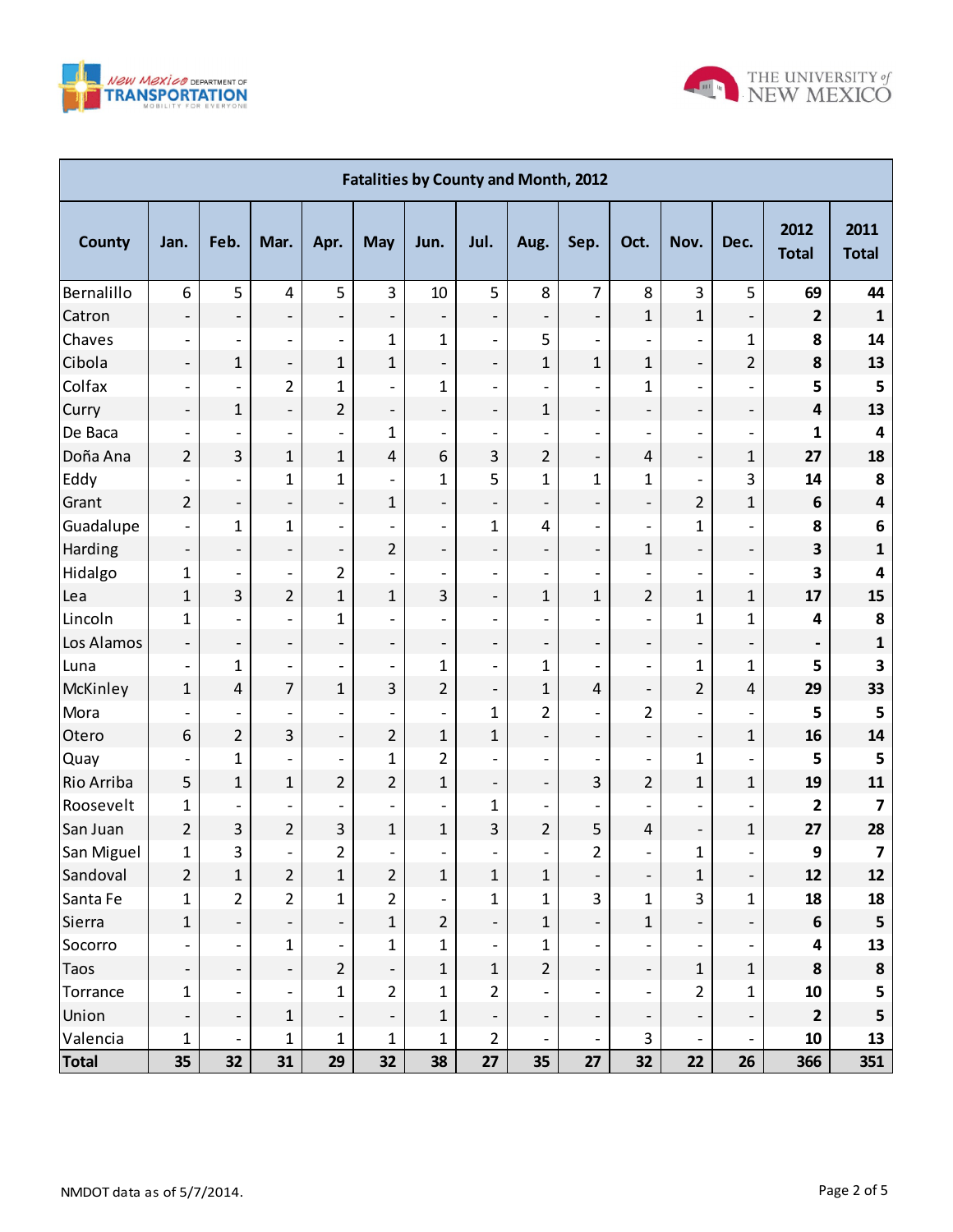| Fatalities by County and Month, 2012 | | | | | | | | | | | | | | |
|---|---|---|---|---|---|---|---|---|---|---|---|---|---|---|
| **County** | **Jan.** | **Feb.** | **Mar.** | **Apr.** | **May** | **Jun.** | **Jul.** | **Aug.** | **Sep.** | **Oct.** | **Nov.** | **Dec.** | **2012 Total** | **2011 Total** |
| Bernalillo | 6 | 5 | 4 | 5 | 3 | 10 | 5 | 8 | 7 | 8 | 3 | 5 | **69** | **44** |
| Catron | - | - | - | - | - | - | - | - | - | 1 | 1 | - | **2** | **1** |
| Chaves | - | - | - | - | 1 | 1 | - | 5 | - | - | - | 1 | **8** | **14** |
| Cibola | - | 1 | - | 1 | 1 | - | - | 1 | 1 | 1 | - | 2 | **8** | **13** |
| Colfax | - | - | 2 | 1 | - | 1 | - | - | - | 1 | - | - | **5** | **5** |
| Curry | - | 1 | - | 2 | - | - | - | 1 | - | - | - | - | **4** | **13** |
| De Baca | - | - | - | - | 1 | - | - | - | - | - | - | - | **1** | **4** |
| Doña Ana | 2 | 3 | 1 | 1 | 4 | 6 | 3 | 2 | - | 4 | - | 1 | **27** | **18** |
| Eddy | - | - | 1 | 1 | - | 1 | 5 | 1 | 1 | 1 | - | 3 | **14** | **8** |
| Grant | 2 | - | - | - | 1 | - | - | - | - | - | 2 | 1 | **6** | **4** |
| Guadalupe | - | 1 | 1 | - | - | - | 1 | 4 | - | - | 1 | - | **8** | **6** |
| Harding | - | - | - | - | 2 | - | - | - | - | 1 | - | - | **3** | **1** |
| Hidalgo | 1 | - | - | 2 | - | - | - | - | - | - | - | - | **3** | **4** |
| Lea | 1 | 3 | 2 | 1 | 1 | 3 | - | 1 | 1 | 2 | 1 | 1 | **17** | **15** |
| Lincoln | 1 | - | - | 1 | - | - | - | - | - | - | 1 | 1 | **4** | **8** |
| Los Alamos | - | - | - | - | - | - | - | - | - | - | - | - | **-** | **1** |
| Luna | - | 1 | - | - | - | 1 | - | 1 | - | - | 1 | 1 | **5** | **3** |
| McKinley | 1 | 4 | 7 | 1 | 3 | 2 | - | 1 | 4 | - | 2 | 4 | **29** | **33** |
| Mora | - | - | - | - | - | - | 1 | 2 | - | 2 | - | - | **5** | **5** |
| Otero | 6 | 2 | 3 | - | 2 | 1 | 1 | - | - | - | - | 1 | **16** | **14** |
| Quay | - | 1 | - | - | 1 | 2 | - | - | - | - | 1 | - | **5** | **5** |
| Rio Arriba | 5 | 1 | 1 | 2 | 2 | 1 | - | - | 3 | 2 | 1 | 1 | **19** | **11** |
| Roosevelt | 1 | - | - | - | - | - | 1 | - | - | - | - | - | **2** | **7** |
| San Juan | 2 | 3 | 2 | 3 | 1 | 1 | 3 | 2 | 5 | 4 | - | 1 | **27** | **28** |
| San Miguel | 1 | 3 | - | 2 | - | - | - | - | 2 | - | 1 | - | **9** | **7** |
| Sandoval | 2 | 1 | 2 | 1 | 2 | 1 | 1 | 1 | - | - | 1 | - | **12** | **12** |
| Santa Fe | 1 | 2 | 2 | 1 | 2 | - | 1 | 1 | 3 | 1 | 3 | 1 | **18** | **18** |
| Sierra | 1 | - | - | - | 1 | 2 | - | 1 | - | 1 | - | - | **6** | **5** |
| Socorro | - | - | 1 | - | 1 | 1 | - | 1 | - | - | - | - | **4** | **13** |
| Taos | - | - | - | 2 | - | 1 | 1 | 2 | - | - | 1 | 1 | **8** | **8** |
| Torrance | 1 | - | - | 1 | 2 | 1 | 2 | - | - | - | 2 | 1 | **10** | **5** |
| Union | - | - | 1 | - | - | 1 | - | - | - | - | - | - | **2** | **5** |
| Valencia | 1 | - | 1 | 1 | 1 | 1 | 2 | - | - | 3 | - | - | **10** | **13** |
| **Total** | **35** | **32** | **31** | **29** | **32** | **38** | **27** | **35** | **27** | **32** | **22** | **26** | **366** | **351** |

NMDOT data as of 5/7/2014.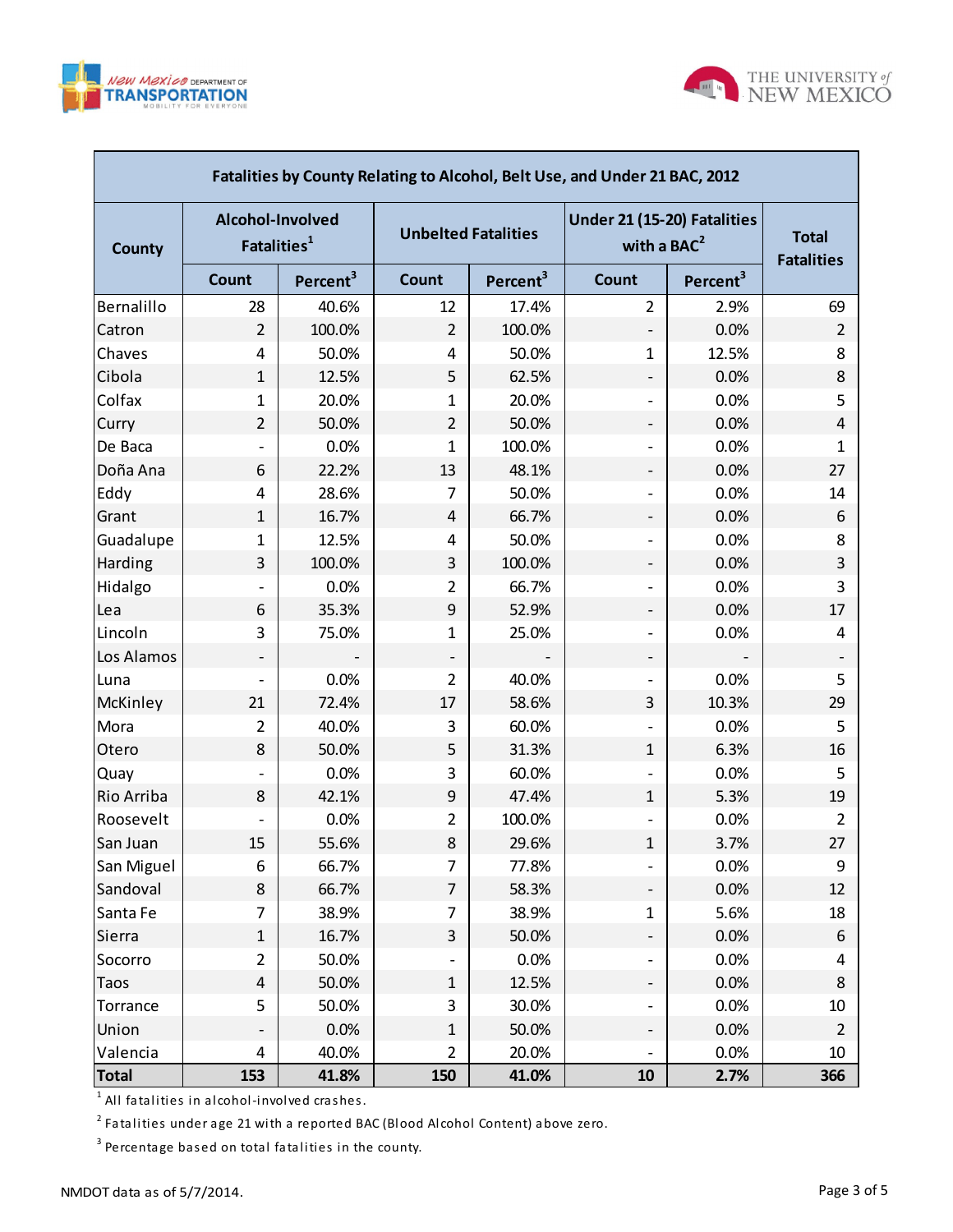| Fatalities by County Relating to Alcohol, Belt Use, and Under 21 BAC, 2012 | | | | | | | |
|---|---|---|---|---|---|---|---|
| County | Alcohol-Involved Fatalities[1] | | Unbelted Fatalities | | Under 21 (15-20) Fatalities with a BAC[2] | | Total Fatalities |
| | Count | Percent[3] | Count | Percent[3] | Count | Percent[3] | |
| Bernalillo | 28 | 40.6% | 12 | 17.4% | 2 | 2.9% | 69 |
| Catron | 2 | 100.0% | 2 | 100.0% | - | 0.0% | 2 |
| Chaves | 4 | 50.0% | 4 | 50.0% | 1 | 12.5% | 8 |
| Cibola | 1 | 12.5% | 5 | 62.5% | - | 0.0% | 8 |
| Colfax | 1 | 20.0% | 1 | 20.0% | - | 0.0% | 5 |
| Curry | 2 | 50.0% | 2 | 50.0% | - | 0.0% | 4 |
| De Baca | - | 0.0% | 1 | 100.0% | - | 0.0% | 1 |
| Doña Ana | 6 | 22.2% | 13 | 48.1% | - | 0.0% | 27 |
| Eddy | 4 | 28.6% | 7 | 50.0% | - | 0.0% | 14 |
| Grant | 1 | 16.7% | 4 | 66.7% | - | 0.0% | 6 |
| Guadalupe | 1 | 12.5% | 4 | 50.0% | - | 0.0% | 8 |
| Harding | 3 | 100.0% | 3 | 100.0% | - | 0.0% | 3 |
| Hidalgo | - | 0.0% | 2 | 66.7% | - | 0.0% | 3 |
| Lea | 6 | 35.3% | 9 | 52.9% | - | 0.0% | 17 |
| Lincoln | 3 | 75.0% | 1 | 25.0% | - | 0.0% | 4 |
| Los Alamos | - | - | - | - | - | - | - |
| Luna | - | 0.0% | 2 | 40.0% | - | 0.0% | 5 |
| McKinley | 21 | 72.4% | 17 | 58.6% | 3 | 10.3% | 29 |
| Mora | 2 | 40.0% | 3 | 60.0% | - | 0.0% | 5 |
| Otero | 8 | 50.0% | 5 | 31.3% | 1 | 6.3% | 16 |
| Quay | - | 0.0% | 3 | 60.0% | - | 0.0% | 5 |
| Rio Arriba | 8 | 42.1% | 9 | 47.4% | 1 | 5.3% | 19 |
| Roosevelt | - | 0.0% | 2 | 100.0% | - | 0.0% | 2 |
| San Juan | 15 | 55.6% | 8 | 29.6% | 1 | 3.7% | 27 |
| San Miguel | 6 | 66.7% | 7 | 77.8% | - | 0.0% | 9 |
| Sandoval | 8 | 66.7% | 7 | 58.3% | - | 0.0% | 12 |
| Santa Fe | 7 | 38.9% | 7 | 38.9% | 1 | 5.6% | 18 |
| Sierra | 1 | 16.7% | 3 | 50.0% | - | 0.0% | 6 |
| Socorro | 2 | 50.0% | - | 0.0% | - | 0.0% | 4 |
| Taos | 4 | 50.0% | 1 | 12.5% | - | 0.0% | 8 |
| Torrance | 5 | 50.0% | 3 | 30.0% | - | 0.0% | 10 |
| Union | - | 0.0% | 1 | 50.0% | - | 0.0% | 2 |
| Valencia | 4 | 40.0% | 2 | 20.0% | - | 0.0% | 10 |
| **Total** | **153** | **41.8%** | **150** | **41.0%** | **10** | **2.7%** | **366** |

[1] All fatalities in alcohol-involved crashes.

[2] Fatalities under age 21 with a reported BAC (Blood Alcohol Content) above zero.

[3] Percentage based on total fatalities in the county.

NMDOT data as of 5/7/2014.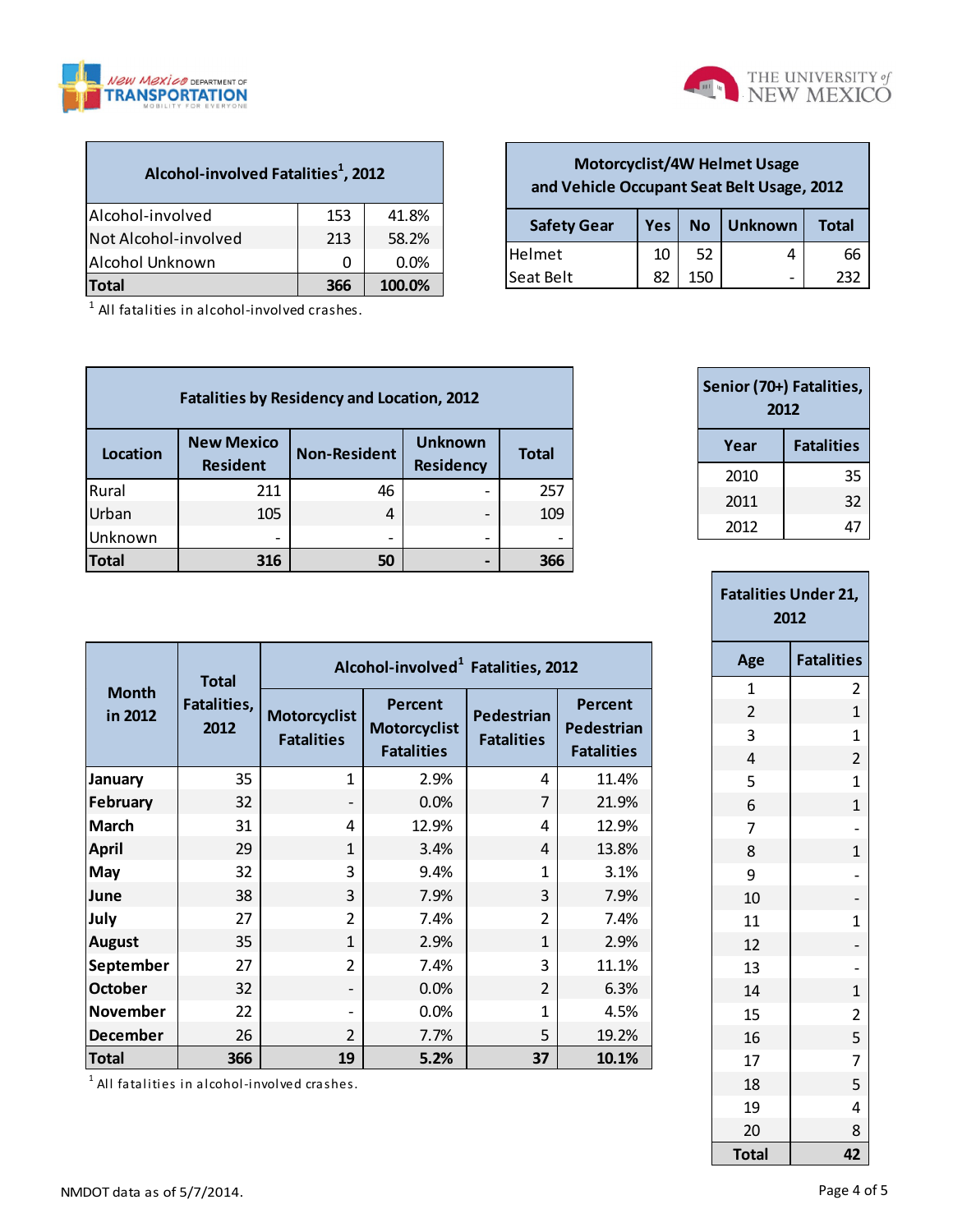| Alcohol-involved Fatalities[1], 2012 | | |
|---|---|---|
| Alcohol-involved | 153 | 41.8% |
| Not Alcohol-involved | 213 | 58.2% |
| Alcohol Unknown | 0 | 0.0% |
| **Total** | **366** | **100.0%** |

[1] All fatalities in alcohol-involved crashes.

| Motorcyclist/4W Helmet Usage and Vehicle Occupant Seat Belt Usage, 2012 | | | | |
|---|---|---|---|---|
| **Safety Gear** | **Yes** | **No** | **Unknown** | **Total** |
| Helmet | 10 | 52 | 4 | 66 |
| Seat Belt | 82 | 150 | - | 232 |

| Fatalities by Residency and Location, 2012 | | | | |
|---|---|---|---|---|
| **Location** | **New Mexico Resident** | **Non-Resident** | **Unknown Residency** | **Total** |
| Rural | 211 | 46 | - | 257 |
| Urban | 105 | 4 | - | 109 |
| Unknown | - | - | - | - |
| **Total** | **316** | **50** | **-** | **366** |

| Senior (70+) Fatalities, 2012 | |
|---|---|
| **Year** | **Fatalities** |
| 2010 | 35 |
| 2011 | 32 |
| 2012 | 47 |

| Month in 2012 | Total Fatalities, 2012 | Alcohol-involved[1] Fatalities, 2012 | | | |
|---|---|---|---|---|---|
| | | Motorcyclist Fatalities | Percent Motorcyclist Fatalities | Pedestrian Fatalities | Percent Pedestrian Fatalities |
| **January** | 35 | 1 | 2.9% | 4 | 11.4% |
| **February** | 32 | - | 0.0% | 7 | 21.9% |
| **March** | 31 | 4 | 12.9% | 4 | 12.9% |
| **April** | 29 | 1 | 3.4% | 4 | 13.8% |
| **May** | 32 | 3 | 9.4% | 1 | 3.1% |
| **June** | 38 | 3 | 7.9% | 3 | 7.9% |
| **July** | 27 | 2 | 7.4% | 2 | 7.4% |
| **August** | 35 | 1 | 2.9% | 1 | 2.9% |
| **September** | 27 | 2 | 7.4% | 3 | 11.1% |
| **October** | 32 | - | 0.0% | 2 | 6.3% |
| **November** | 22 | - | 0.0% | 1 | 4.5% |
| **December** | 26 | 2 | 7.7% | 5 | 19.2% |
| **Total** | **366** | **19** | **5.2%** | **37** | **10.1%** |

[1] All fatalities in alcohol-involved crashes.

| Fatalities Under 21, 2012 | |
|---|---|
| **Age** | **Fatalities** |
| 1 | 2 |
| 2 | 1 |
| 3 | 1 |
| 4 | 2 |
| 5 | 1 |
| 6 | 1 |
| 7 | - |
| 8 | 1 |
| 9 | - |
| 10 | - |
| 11 | 1 |
| 12 | - |
| 13 | - |
| 14 | 1 |
| 15 | 2 |
| 16 | 5 |
| 17 | 7 |
| 18 | 5 |
| 19 | 4 |
| 20 | 8 |
| **Total** | **42** |

NMDOT data as of 5/7/2014.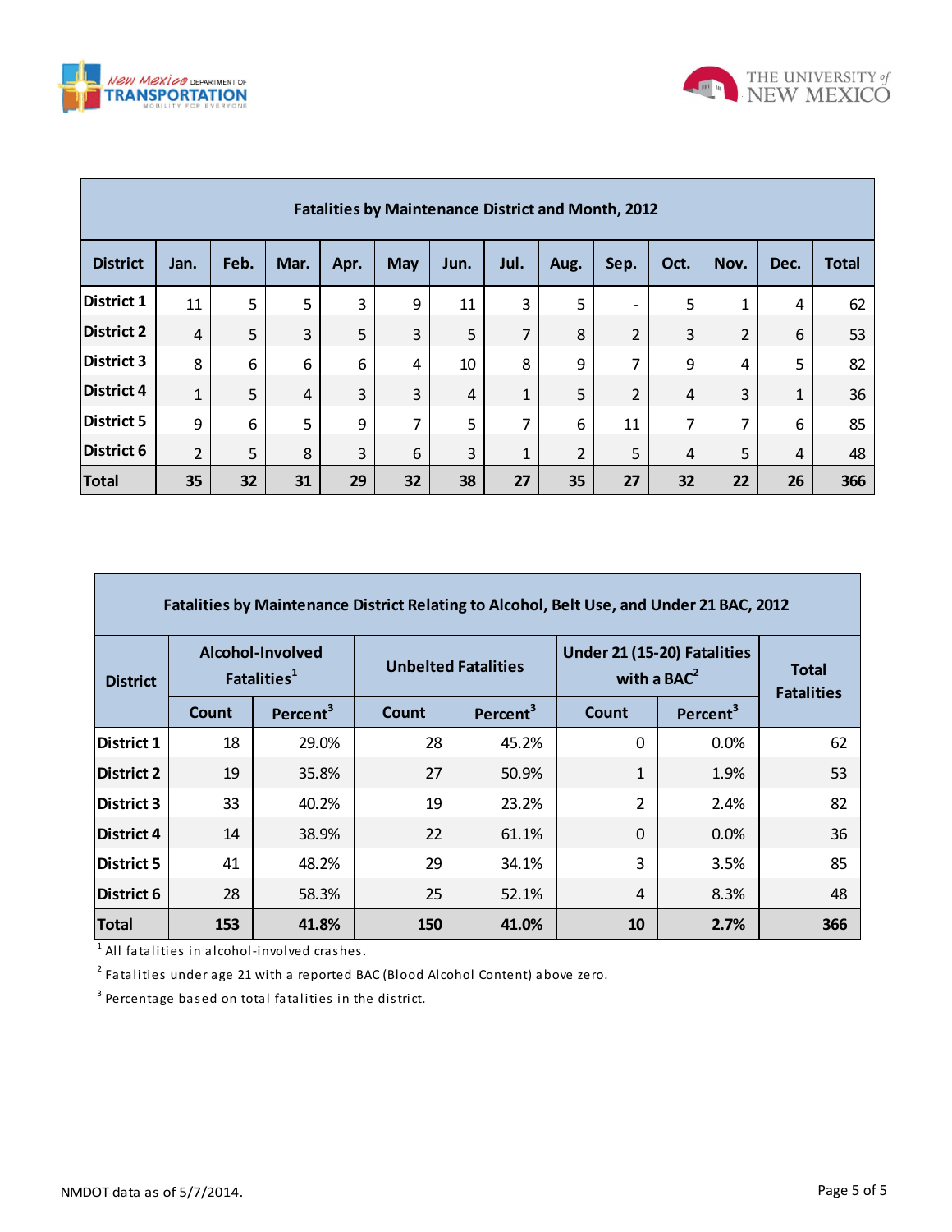| Fatalities by Maintenance District and Month, 2012 | | | | | | | | | | | | | |
|---|---|---|---|---|---|---|---|---|---|---|---|---|---|
| **District** | **Jan.** | **Feb.** | **Mar.** | **Apr.** | **May** | **Jun.** | **Jul.** | **Aug.** | **Sep.** | **Oct.** | **Nov.** | **Dec.** | **Total** |
| **District 1** | 11 | 5 | 5 | 3 | 9 | 11 | 3 | 5 | - | 5 | 1 | 4 | 62 |
| **District 2** | 4 | 5 | 3 | 5 | 3 | 5 | 7 | 8 | 2 | 3 | 2 | 6 | 53 |
| **District 3** | 8 | 6 | 6 | 6 | 4 | 10 | 8 | 9 | 7 | 9 | 4 | 5 | 82 |
| **District 4** | 1 | 5 | 4 | 3 | 3 | 4 | 1 | 5 | 2 | 4 | 3 | 1 | 36 |
| **District 5** | 9 | 6 | 5 | 9 | 7 | 5 | 7 | 6 | 11 | 7 | 7 | 6 | 85 |
| **District 6** | 2 | 5 | 8 | 3 | 6 | 3 | 1 | 2 | 5 | 4 | 5 | 4 | 48 |
| **Total** | **35** | **32** | **31** | **29** | **32** | **38** | **27** | **35** | **27** | **32** | **22** | **26** | **366** |

| Fatalities by Maintenance District Relating to Alcohol, Belt Use, and Under 21 BAC, 2012 | | | | | | | |
|---|---|---|---|---|---|---|---|
| **District** | **Alcohol-Involved Fatalities[1]** | | **Unbelted Fatalities** | | **Under 21 (15-20) Fatalities with a BAC[2]** | | **Total Fatalities** |
| | **Count** | **Percent[3]** | **Count** | **Percent[3]** | **Count** | **Percent[3]** | |
| **District 1** | 18 | 29.0% | 28 | 45.2% | 0 | 0.0% | 62 |
| **District 2** | 19 | 35.8% | 27 | 50.9% | 1 | 1.9% | 53 |
| **District 3** | 33 | 40.2% | 19 | 23.2% | 2 | 2.4% | 82 |
| **District 4** | 14 | 38.9% | 22 | 61.1% | 0 | 0.0% | 36 |
| **District 5** | 41 | 48.2% | 29 | 34.1% | 3 | 3.5% | 85 |
| **District 6** | 28 | 58.3% | 25 | 52.1% | 4 | 8.3% | 48 |
| **Total** | **153** | **41.8%** | **150** | **41.0%** | **10** | **2.7%** | **366** |

[1] All fatalities in alcohol-involved crashes.

[2] Fatalities under age 21 with a reported BAC (Blood Alcohol Content) above zero.

[3] Percentage based on total fatalities in the district.

NMDOT data as of 5/7/2014.